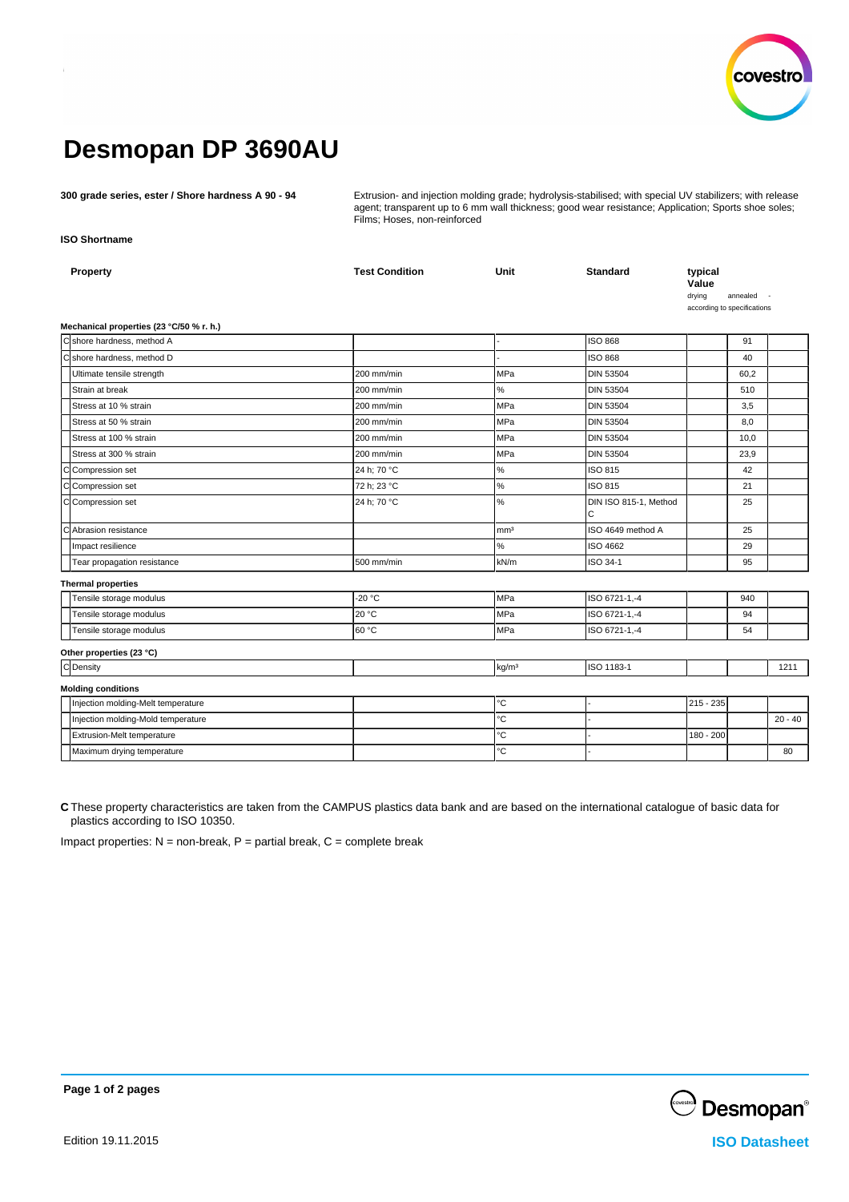# Desmopan DP 3690AU

**300 grade series, ester / Shore hardness A 90 - 94**

Extrusion- and injection molding grade; hydrolysis-stabilised; with special UV stabilizers; with release agent; transparent up to 6 mm wall thickness; good wear resistance; Application; Sports shoe soles; Films; Hoses, non-reinforced

**ISO Shortname**

| | Property | Test Condition | Unit | Standard | typical Value drying | annealed | - according to specifications |
|---|---|---|---|---|---|---|---|
| | **Mechanical properties (23 °C/50 % r. h.)** | | | | | | |
| C | shore hardness, method A | | - | ISO 868 | | 91 | |
| C | shore hardness, method D | | - | ISO 868 | | 40 | |
| | Ultimate tensile strength | 200 mm/min | MPa | DIN 53504 | | 60,2 | |
| | Strain at break | 200 mm/min | % | DIN 53504 | | 510 | |
| | Stress at 10 % strain | 200 mm/min | MPa | DIN 53504 | | 3,5 | |
| | Stress at 50 % strain | 200 mm/min | MPa | DIN 53504 | | 8,0 | |
| | Stress at 100 % strain | 200 mm/min | MPa | DIN 53504 | | 10,0 | |
| | Stress at 300 % strain | 200 mm/min | MPa | DIN 53504 | | 23,9 | |
| C | Compression set | 24 h; 70 °C | % | ISO 815 | | 42 | |
| C | Compression set | 72 h; 23 °C | % | ISO 815 | | 21 | |
| C | Compression set | 24 h; 70 °C | % | DIN ISO 815-1, Method C | | 25 | |
| C | Abrasion resistance | | mm³ | ISO 4649 method A | | 25 | |
| | Impact resilience | | % | ISO 4662 | | 29 | |
| | Tear propagation resistance | 500 mm/min | kN/m | ISO 34-1 | | 95 | |
| | **Thermal properties** | | | | | | |
| | Tensile storage modulus | -20 °C | MPa | ISO 6721-1,-4 | | 940 | |
| | Tensile storage modulus | 20 °C | MPa | ISO 6721-1,-4 | | 94 | |
| | Tensile storage modulus | 60 °C | MPa | ISO 6721-1,-4 | | 54 | |
| | **Other properties (23 °C)** | | | | | | |
| C | Density | | kg/m³ | ISO 1183-1 | | | 1211 |
| | **Molding conditions** | | | | | | |
| | Injection molding-Melt temperature | | °C | - | 215 - 235 | | |
| | Injection molding-Mold temperature | | °C | - | | | 20 - 40 |
| | Extrusion-Melt temperature | | °C | - | 180 - 200 | | |
| | Maximum drying temperature | | °C | - | | | 80 |

**C** These property characteristics are taken from the CAMPUS plastics data bank and are based on the international catalogue of basic data for plastics according to ISO 10350.

Impact properties: N = non-break, P = partial break, C = complete break

Edition 19.11.2015

ISO Datasheet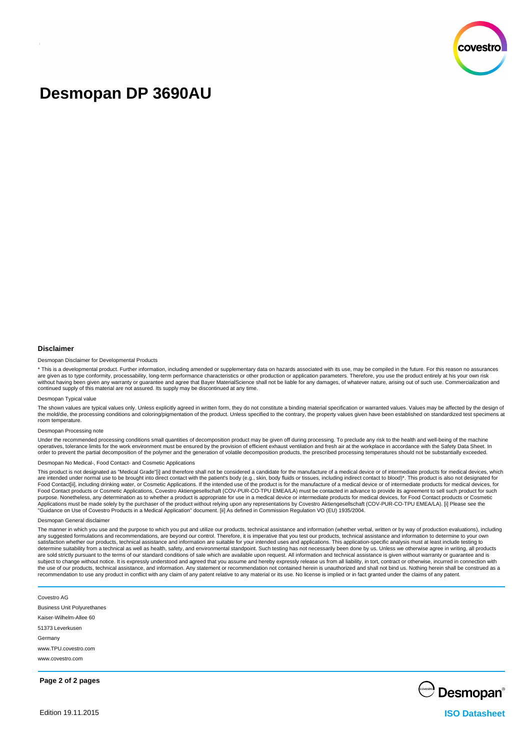# Desmopan DP 3690AU

## Disclaimer

Desmopan Disclaimer for Developmental Products

* This is a developmental product. Further information, including amended or supplementary data on hazards associated with its use, may be compiled in the future. For this reason no assurances are given as to type conformity, processability, long-term performance characteristics or other production or application parameters. Therefore, you use the product entirely at his your own risk without having been given any warranty or guarantee and agree that Bayer MaterialScience shall not be liable for any damages, of whatever nature, arising out of such use. Commercialization and continued supply of this material are not assured. Its supply may be discontinued at any time.

Desmopan Typical value

The shown values are typical values only. Unless explicitly agreed in written form, they do not constitute a binding material specification or warranted values. Values may be affected by the design of the mold/die, the processing conditions and coloring/pigmentation of the product. Unless specified to the contrary, the property values given have been established on standardized test specimens at room temperature.

Desmopan Processing note

Under the recommended processing conditions small quantities of decomposition product may be given off during processing. To preclude any risk to the health and well-being of the machine operatives, tolerance limits for the work environment must be ensured by the provision of efficient exhaust ventilation and fresh air at the workplace in accordance with the Safety Data Sheet. In order to prevent the partial decomposition of the polymer and the generation of volatile decomposition products, the prescribed processing temperatures should not be substantially exceeded.

Desmopan No Medical-, Food Contact- and Cosmetic Applications

This product is not designated as "Medical Grade"[i] and therefore shall not be considered a candidate for the manufacture of a medical device or of intermediate products for medical devices, which are intended under normal use to be brought into direct contact with the patient's body (e.g., skin, body fluids or tissues, including indirect contact to blood)*. This product is also not designated for Food Contact[ii], including drinking water, or Cosmetic Applications. If the intended use of the product is for the manufacture of a medical device or of intermediate products for medical devices, for Food Contact products or Cosmetic Applications, Covestro Aktiengesellschaft (COV-PUR-CO-TPU EMEA/LA) must be contacted in advance to provide its agreement to sell such product for such purpose. Nonetheless, any determination as to whether a product is appropriate for use in a medical device or intermediate products for medical devices, for Food Contact products or Cosmetic Applications must be made solely by the purchaser of the product without relying upon any representations by Covestro Aktiengesellschaft (COV-PUR-CO-TPU EMEA/LA). [i] Please see the "Guidance on Use of Covestro Products in a Medical Application" document. [ii] As defined in Commission Regulation VO (EU) 1935/2004.

Desmopan General disclaimer

The manner in which you use and the purpose to which you put and utilize our products, technical assistance and information (whether verbal, written or by way of production evaluations), including any suggested formulations and recommendations, are beyond our control. Therefore, it is imperative that you test our products, technical assistance and information to determine to your own satisfaction whether our products, technical assistance and information are suitable for your intended uses and applications. This application-specific analysis must at least include testing to determine suitability from a technical as well as health, safety, and environmental standpoint. Such testing has not necessarily been done by us. Unless we otherwise agree in writing, all products are sold strictly pursuant to the terms of our standard conditions of sale which are available upon request. All information and technical assistance is given without warranty or guarantee and is subject to change without notice. It is expressly understood and agreed that you assume and hereby expressly release us from all liability, in tort, contract or otherwise, incurred in connection with the use of our products, technical assistance, and information. Any statement or recommendation not contained herein is unauthorized and shall not bind us. Nothing herein shall be construed as a recommendation to use any product in conflict with any claim of any patent relative to any material or its use. No license is implied or in fact granted under the claims of any patent.

Covestro AG

Business Unit Polyurethanes

Kaiser-Wilhelm-Allee 60

51373 Leverkusen

Germany

www.TPU.covestro.com

www.covestro.com

Edition 19.11.2015

ISO Datasheet